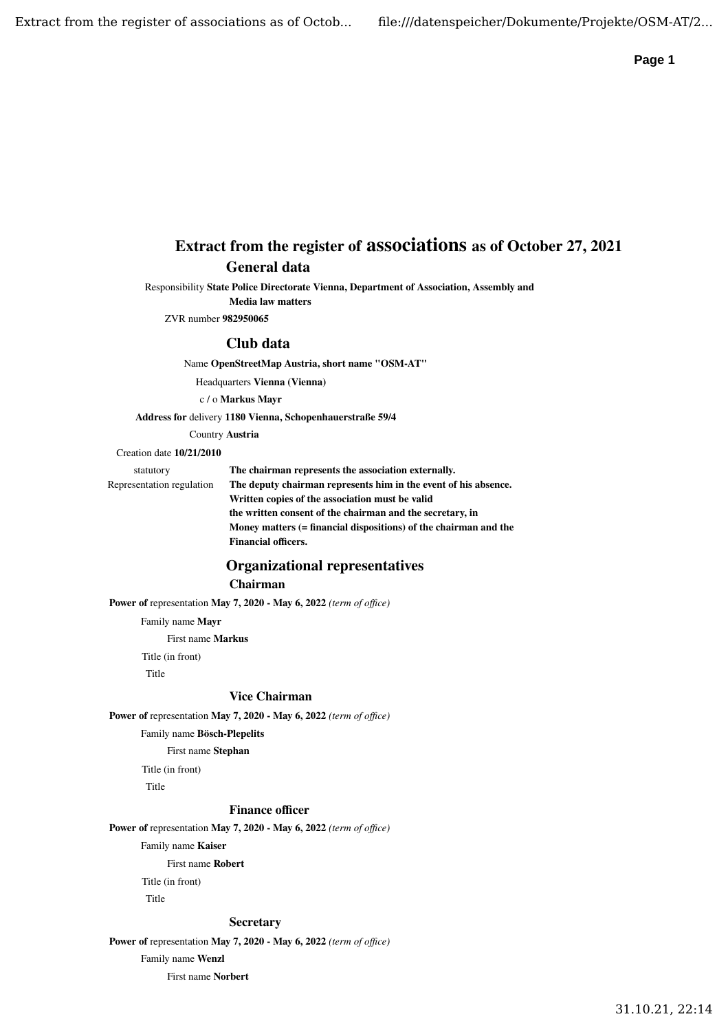# Extract from the register of associations as of October 27, 2021

## General data

Responsibility **State Police Directorate Vienna, Department of Association, Assembly and Media law matters**

ZVR number **982950065**

## Club data

Name **OpenStreetMap Austria, short name "OSM-AT"**

Headquarters **Vienna (Vienna)**

c / o **Markus Mayr**

**Address for** delivery **1180 Vienna, Schopenhauerstraße 59/4**

Country **Austria**

Creation date **10/21/2010**

statutory Representation regulation **The chairman represents the association externally. The deputy chairman represents him in the event of his absence. Written copies of the association must be valid the written consent of the chairman and the secretary, in Money matters (= financial dispositions) of the chairman and the Financial officers.**

## Organizational representatives

### Chairman

**Power of** representation **May 7, 2020 - May 6, 2022** *(term of office)*

Family name **Mayr**

First name **Markus**

Title (in front)

Title

### Vice Chairman

**Power of** representation **May 7, 2020 - May 6, 2022** *(term of office)*

Family name **Bösch-Plepelits**

First name **Stephan**

Title (in front)

Title

### Finance officer

**Power of** representation **May 7, 2020 - May 6, 2022** *(term of office)*

Family name **Kaiser**

First name **Robert**

Title (in front)

Title

### Secretary

**Power of** representation **May 7, 2020 - May 6, 2022** *(term of office)*

Family name **Wenzl**

First name **Norbert**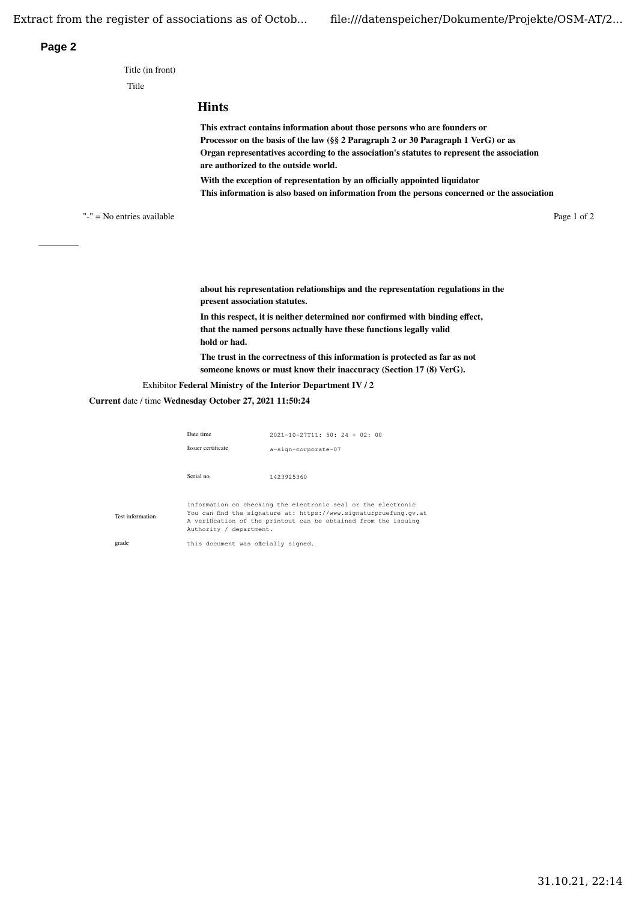**Page 2**

Title (in front)

Title

## Hints

**This extract contains information about those persons who are founders or Processor on the basis of the law (§§ 2 Paragraph 2 or 30 Paragraph 1 VerG) or as Organ representatives according to the association's statutes to represent the association are authorized to the outside world.**

**With the exception of representation by an officially appointed liquidator This information is also based on information from the persons concerned or the association about his representation relationships and the representation regulations in the present association statutes.**

**In this respect, it is neither determined nor confirmed with binding effect, that the named persons actually have these functions legally valid hold or had.**

**The trust in the correctness of this information is protected as far as not someone knows or must know their inaccuracy (Section 17 (8) VerG).**

"-" = No entries available

Exhibitor **Federal Ministry of the Interior Department IV / 2**

**Current** date / time **Wednesday October 27, 2021 11:50:24**

| | |
|---|---|
| Date time | 2021-10-27T11: 50: 24 + 02: 00 |
| Issuer certificate | a-sign-corporate-07 |
| Serial no. | 1423925360 |
| Test information | Information on checking the electronic seal or the electronic You can find the signature at: https://www.signaturpruefung.gv.at A verification of the printout can be obtained from the issuing Authority / department. |
| grade | This document was officially signed. |